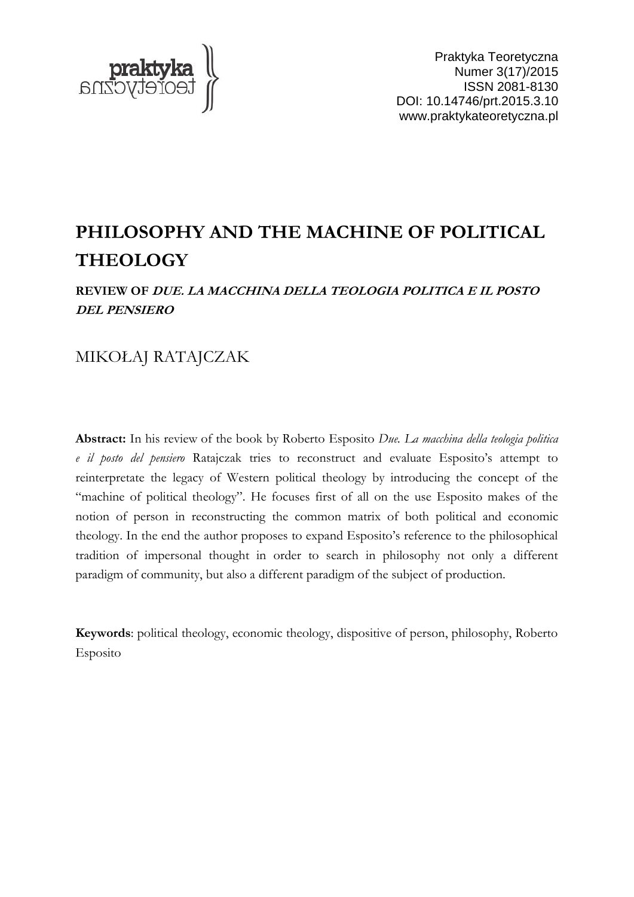Praktyka Teoretyczna
Numer 3(17)/2015
ISSN 2081-8130
DOI: 10.14746/prt.2015.3.10
www.praktykateoretyczna.pl

# PHILOSOPHY AND THE MACHINE OF POLITICAL THEOLOGY

### REVIEW OF *DUE. LA MACCHINA DELLA TEOLOGIA POLITICA E IL POSTO DEL PENSIERO*

MIKOŁAJ RATAJCZAK

**Abstract:** In his review of the book by Roberto Esposito *Due. La macchina della teologia politica e il posto del pensiero* Ratajczak tries to reconstruct and evaluate Esposito's attempt to reinterpretate the legacy of Western political theology by introducing the concept of the "machine of political theology". He focuses first of all on the use Esposito makes of the notion of person in reconstructing the common matrix of both political and economic theology. In the end the author proposes to expand Esposito's reference to the philosophical tradition of impersonal thought in order to search in philosophy not only a different paradigm of community, but also a different paradigm of the subject of production.

**Keywords**: political theology, economic theology, dispositive of person, philosophy, Roberto Esposito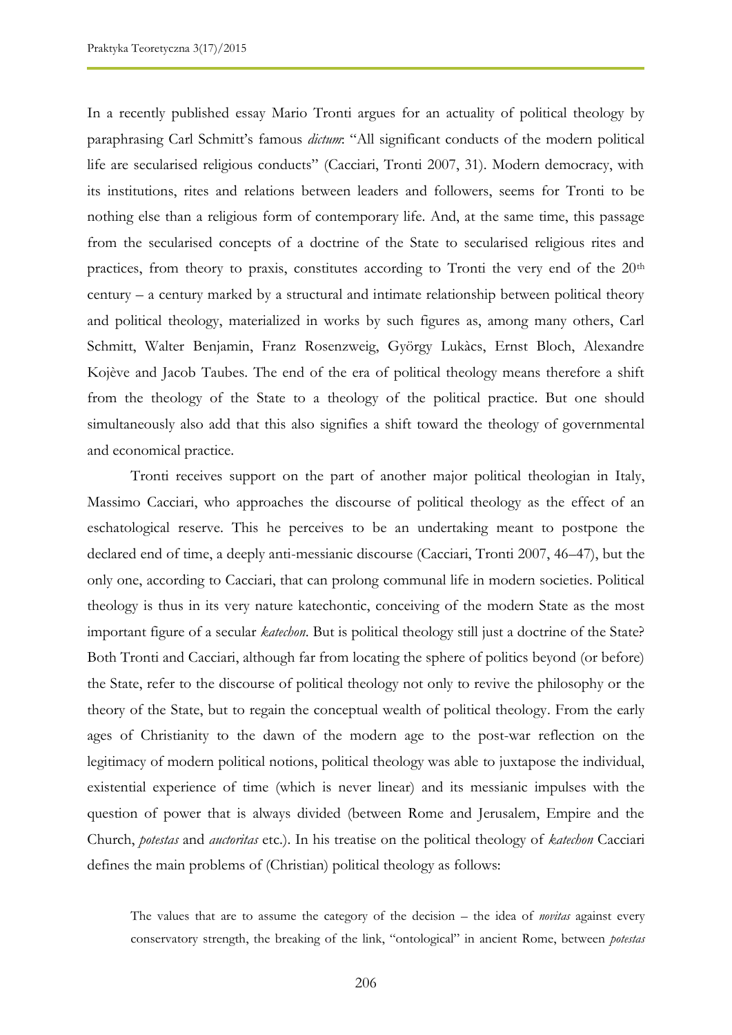In a recently published essay Mario Tronti argues for an actuality of political theology by paraphrasing Carl Schmitt's famous *dictum*: "All significant conducts of the modern political life are secularised religious conducts" (Cacciari, Tronti 2007, 31). Modern democracy, with its institutions, rites and relations between leaders and followers, seems for Tronti to be nothing else than a religious form of contemporary life. And, at the same time, this passage from the secularised concepts of a doctrine of the State to secularised religious rites and practices, from theory to praxis, constitutes according to Tronti the very end of the 20th century – a century marked by a structural and intimate relationship between political theory and political theology, materialized in works by such figures as, among many others, Carl Schmitt, Walter Benjamin, Franz Rosenzweig, György Lukàcs, Ernst Bloch, Alexandre Kojève and Jacob Taubes. The end of the era of political theology means therefore a shift from the theology of the State to a theology of the political practice. But one should simultaneously also add that this also signifies a shift toward the theology of governmental and economical practice.

Tronti receives support on the part of another major political theologian in Italy, Massimo Cacciari, who approaches the discourse of political theology as the effect of an eschatological reserve. This he perceives to be an undertaking meant to postpone the declared end of time, a deeply anti-messianic discourse (Cacciari, Tronti 2007, 46–47), but the only one, according to Cacciari, that can prolong communal life in modern societies. Political theology is thus in its very nature katechontic, conceiving of the modern State as the most important figure of a secular *katechon*. But is political theology still just a doctrine of the State? Both Tronti and Cacciari, although far from locating the sphere of politics beyond (or before) the State, refer to the discourse of political theology not only to revive the philosophy or the theory of the State, but to regain the conceptual wealth of political theology. From the early ages of Christianity to the dawn of the modern age to the post-war reflection on the legitimacy of modern political notions, political theology was able to juxtapose the individual, existential experience of time (which is never linear) and its messianic impulses with the question of power that is always divided (between Rome and Jerusalem, Empire and the Church, *potestas* and *auctoritas* etc.). In his treatise on the political theology of *katechon* Cacciari defines the main problems of (Christian) political theology as follows:

> The values that are to assume the category of the decision – the idea of *novitas* against every conservatory strength, the breaking of the link, "ontological" in ancient Rome, between *potestas*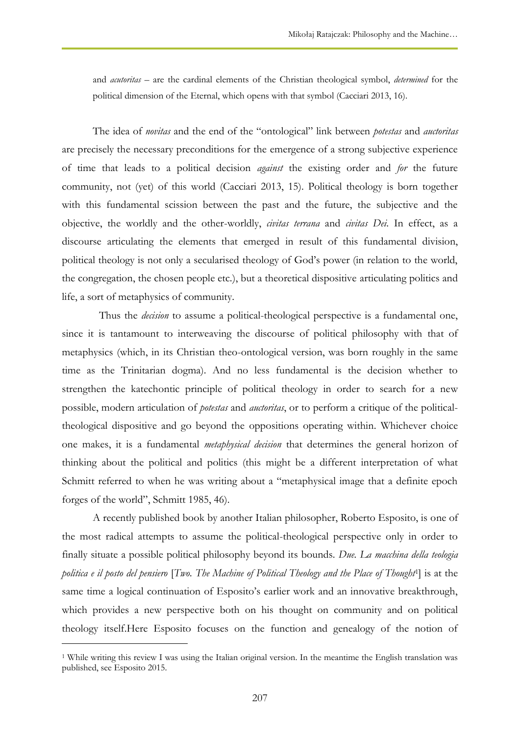and *acutoritas* – are the cardinal elements of the Christian theological symbol, *determined* for the political dimension of the Eternal, which opens with that symbol (Cacciari 2013, 16).

The idea of *novitas* and the end of the "ontological" link between *potestas* and *auctoritas* are precisely the necessary preconditions for the emergence of a strong subjective experience of time that leads to a political decision *against* the existing order and *for* the future community, not (yet) of this world (Cacciari 2013, 15). Political theology is born together with this fundamental scission between the past and the future, the subjective and the objective, the worldly and the other-worldly, *civitas terrana* and *civitas Dei*. In effect, as a discourse articulating the elements that emerged in result of this fundamental division, political theology is not only a secularised theology of God's power (in relation to the world, the congregation, the chosen people etc.), but a theoretical dispositive articulating politics and life, a sort of metaphysics of community.

Thus the *decision* to assume a political-theological perspective is a fundamental one, since it is tantamount to interweaving the discourse of political philosophy with that of metaphysics (which, in its Christian theo-ontological version, was born roughly in the same time as the Trinitarian dogma). And no less fundamental is the decision whether to strengthen the katechontic principle of political theology in order to search for a new possible, modern articulation of *potestas* and *auctoritas*, or to perform a critique of the political-theological dispositive and go beyond the oppositions operating within. Whichever choice one makes, it is a fundamental *metaphysical decision* that determines the general horizon of thinking about the political and politics (this might be a different interpretation of what Schmitt referred to when he was writing about a "metaphysical image that a definite epoch forges of the world", Schmitt 1985, 46).

A recently published book by another Italian philosopher, Roberto Esposito, is one of the most radical attempts to assume the political-theological perspective only in order to finally situate a possible political philosophy beyond its bounds. *Due. La macchina della teologia politica e il posto del pensiero* [*Two. The Machine of Political Theology and the Place of Thought*[1]] is at the same time a logical continuation of Esposito's earlier work and an innovative breakthrough, which provides a new perspective both on his thought on community and on political theology itself.Here Esposito focuses on the function and genealogy of the notion of

[1] While writing this review I was using the Italian original version. In the meantime the English translation was published, see Esposito 2015.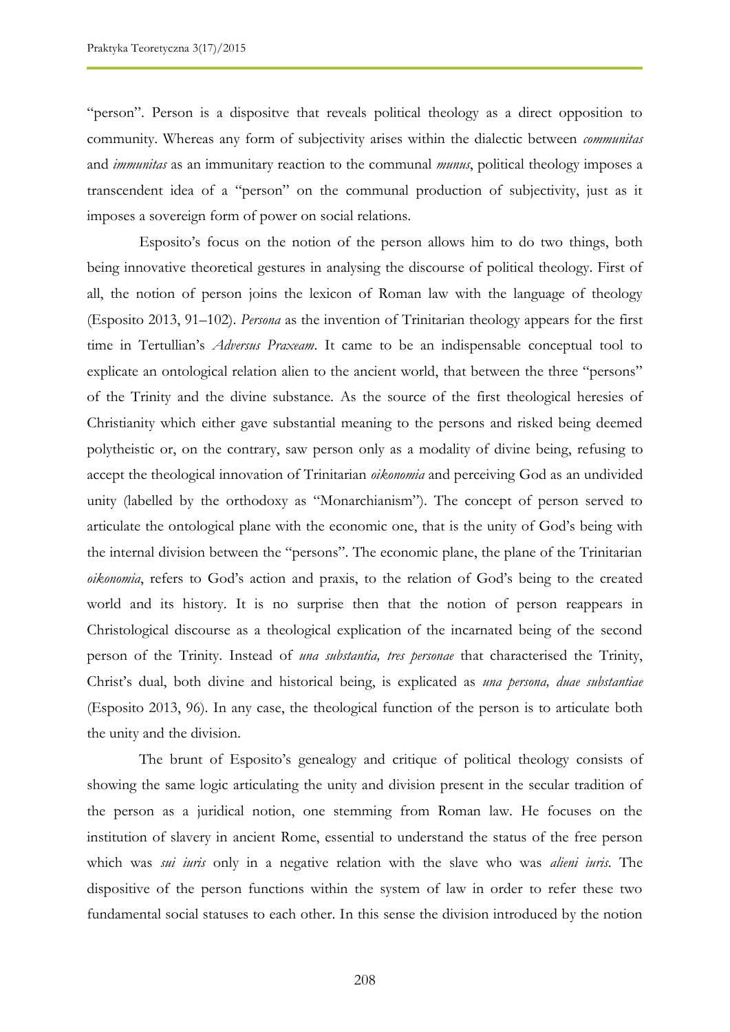"person". Person is a dispositve that reveals political theology as a direct opposition to community. Whereas any form of subjectivity arises within the dialectic between *communitas* and *immunitas* as an immunitary reaction to the communal *munus*, political theology imposes a transcendent idea of a "person" on the communal production of subjectivity, just as it imposes a sovereign form of power on social relations.

Esposito's focus on the notion of the person allows him to do two things, both being innovative theoretical gestures in analysing the discourse of political theology. First of all, the notion of person joins the lexicon of Roman law with the language of theology (Esposito 2013, 91–102). *Persona* as the invention of Trinitarian theology appears for the first time in Tertullian's *Adversus Praxeam*. It came to be an indispensable conceptual tool to explicate an ontological relation alien to the ancient world, that between the three "persons" of the Trinity and the divine substance. As the source of the first theological heresies of Christianity which either gave substantial meaning to the persons and risked being deemed polytheistic or, on the contrary, saw person only as a modality of divine being, refusing to accept the theological innovation of Trinitarian *oikonomia* and perceiving God as an undivided unity (labelled by the orthodoxy as "Monarchianism"). The concept of person served to articulate the ontological plane with the economic one, that is the unity of God's being with the internal division between the "persons". The economic plane, the plane of the Trinitarian *oikonomia*, refers to God's action and praxis, to the relation of God's being to the created world and its history. It is no surprise then that the notion of person reappears in Christological discourse as a theological explication of the incarnated being of the second person of the Trinity. Instead of *una substantia, tres personae* that characterised the Trinity, Christ's dual, both divine and historical being, is explicated as *una persona, duae substantiae* (Esposito 2013, 96). In any case, the theological function of the person is to articulate both the unity and the division.

The brunt of Esposito's genealogy and critique of political theology consists of showing the same logic articulating the unity and division present in the secular tradition of the person as a juridical notion, one stemming from Roman law. He focuses on the institution of slavery in ancient Rome, essential to understand the status of the free person which was *sui iuris* only in a negative relation with the slave who was *alieni iuris*. The dispositive of the person functions within the system of law in order to refer these two fundamental social statuses to each other. In this sense the division introduced by the notion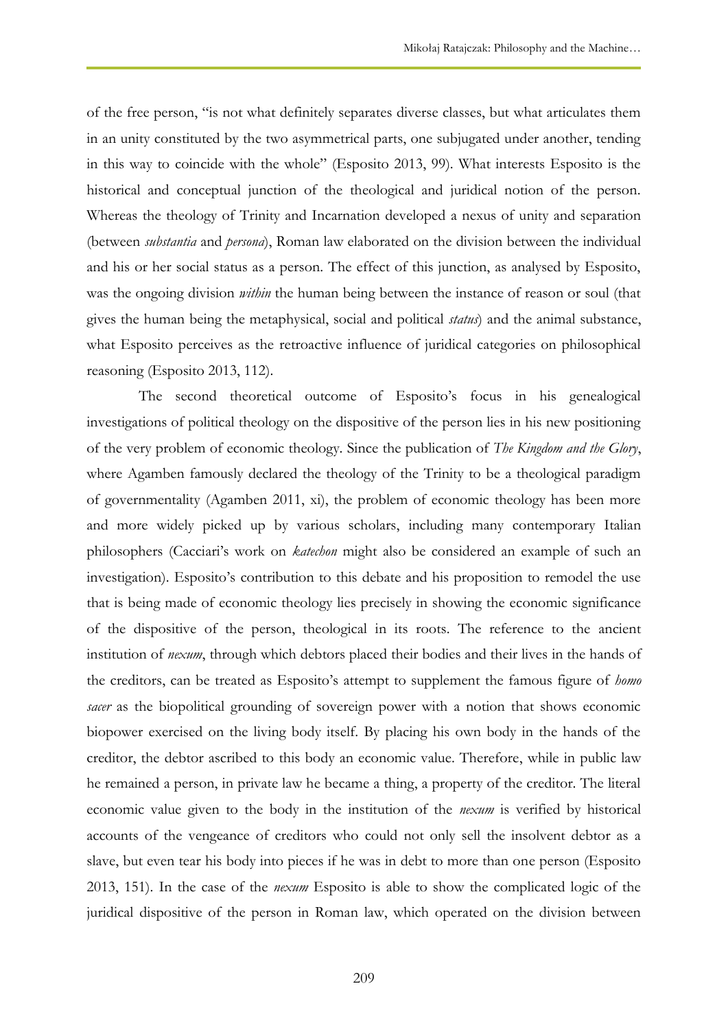of the free person, "is not what definitely separates diverse classes, but what articulates them in an unity constituted by the two asymmetrical parts, one subjugated under another, tending in this way to coincide with the whole" (Esposito 2013, 99). What interests Esposito is the historical and conceptual junction of the theological and juridical notion of the person. Whereas the theology of Trinity and Incarnation developed a nexus of unity and separation (between *substantia* and *persona*), Roman law elaborated on the division between the individual and his or her social status as a person. The effect of this junction, as analysed by Esposito, was the ongoing division *within* the human being between the instance of reason or soul (that gives the human being the metaphysical, social and political *status*) and the animal substance, what Esposito perceives as the retroactive influence of juridical categories on philosophical reasoning (Esposito 2013, 112).

The second theoretical outcome of Esposito's focus in his genealogical investigations of political theology on the dispositive of the person lies in his new positioning of the very problem of economic theology. Since the publication of *The Kingdom and the Glory*, where Agamben famously declared the theology of the Trinity to be a theological paradigm of governmentality (Agamben 2011, xi), the problem of economic theology has been more and more widely picked up by various scholars, including many contemporary Italian philosophers (Cacciari's work on *katechon* might also be considered an example of such an investigation). Esposito's contribution to this debate and his proposition to remodel the use that is being made of economic theology lies precisely in showing the economic significance of the dispositive of the person, theological in its roots. The reference to the ancient institution of *nexum*, through which debtors placed their bodies and their lives in the hands of the creditors, can be treated as Esposito's attempt to supplement the famous figure of *homo sacer* as the biopolitical grounding of sovereign power with a notion that shows economic biopower exercised on the living body itself. By placing his own body in the hands of the creditor, the debtor ascribed to this body an economic value. Therefore, while in public law he remained a person, in private law he became a thing, a property of the creditor. The literal economic value given to the body in the institution of the *nexum* is verified by historical accounts of the vengeance of creditors who could not only sell the insolvent debtor as a slave, but even tear his body into pieces if he was in debt to more than one person (Esposito 2013, 151). In the case of the *nexum* Esposito is able to show the complicated logic of the juridical dispositive of the person in Roman law, which operated on the division between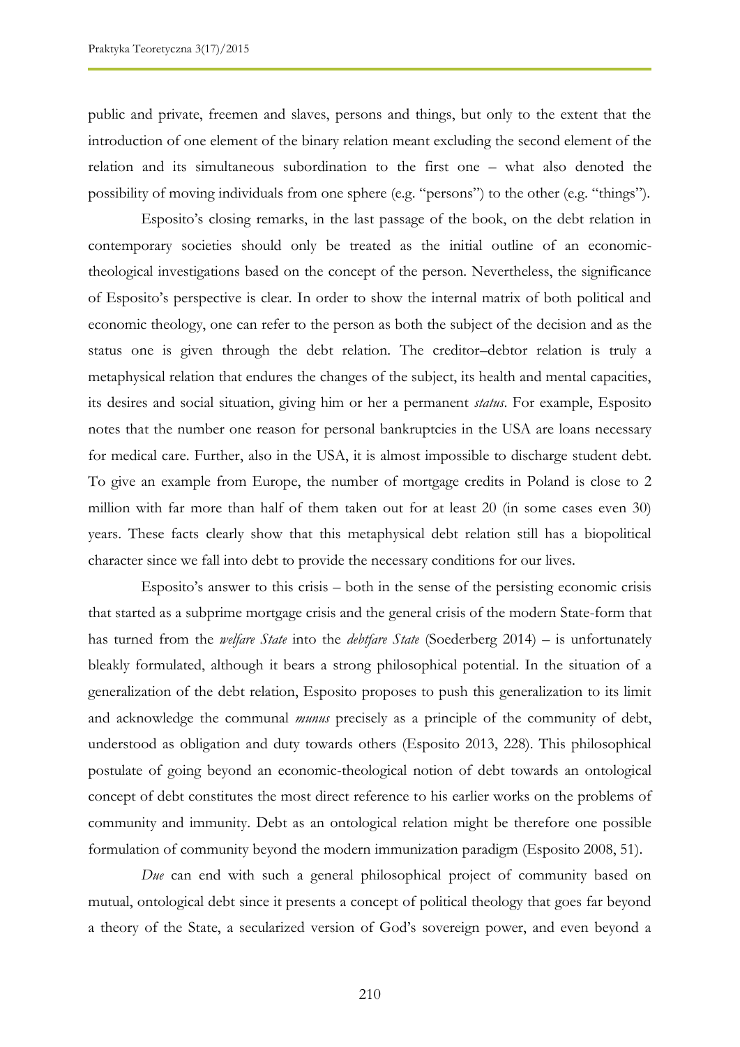public and private, freemen and slaves, persons and things, but only to the extent that the introduction of one element of the binary relation meant excluding the second element of the relation and its simultaneous subordination to the first one – what also denoted the possibility of moving individuals from one sphere (e.g. "persons") to the other (e.g. "things").

Esposito's closing remarks, in the last passage of the book, on the debt relation in contemporary societies should only be treated as the initial outline of an economic-theological investigations based on the concept of the person. Nevertheless, the significance of Esposito's perspective is clear. In order to show the internal matrix of both political and economic theology, one can refer to the person as both the subject of the decision and as the status one is given through the debt relation. The creditor–debtor relation is truly a metaphysical relation that endures the changes of the subject, its health and mental capacities, its desires and social situation, giving him or her a permanent *status*. For example, Esposito notes that the number one reason for personal bankruptcies in the USA are loans necessary for medical care. Further, also in the USA, it is almost impossible to discharge student debt. To give an example from Europe, the number of mortgage credits in Poland is close to 2 million with far more than half of them taken out for at least 20 (in some cases even 30) years. These facts clearly show that this metaphysical debt relation still has a biopolitical character since we fall into debt to provide the necessary conditions for our lives.

Esposito's answer to this crisis – both in the sense of the persisting economic crisis that started as a subprime mortgage crisis and the general crisis of the modern State-form that has turned from the *welfare State* into the *debtfare State* (Soederberg 2014) – is unfortunately bleakly formulated, although it bears a strong philosophical potential. In the situation of a generalization of the debt relation, Esposito proposes to push this generalization to its limit and acknowledge the communal *munus* precisely as a principle of the community of debt, understood as obligation and duty towards others (Esposito 2013, 228). This philosophical postulate of going beyond an economic-theological notion of debt towards an ontological concept of debt constitutes the most direct reference to his earlier works on the problems of community and immunity. Debt as an ontological relation might be therefore one possible formulation of community beyond the modern immunization paradigm (Esposito 2008, 51).

*Due* can end with such a general philosophical project of community based on mutual, ontological debt since it presents a concept of political theology that goes far beyond a theory of the State, a secularized version of God's sovereign power, and even beyond a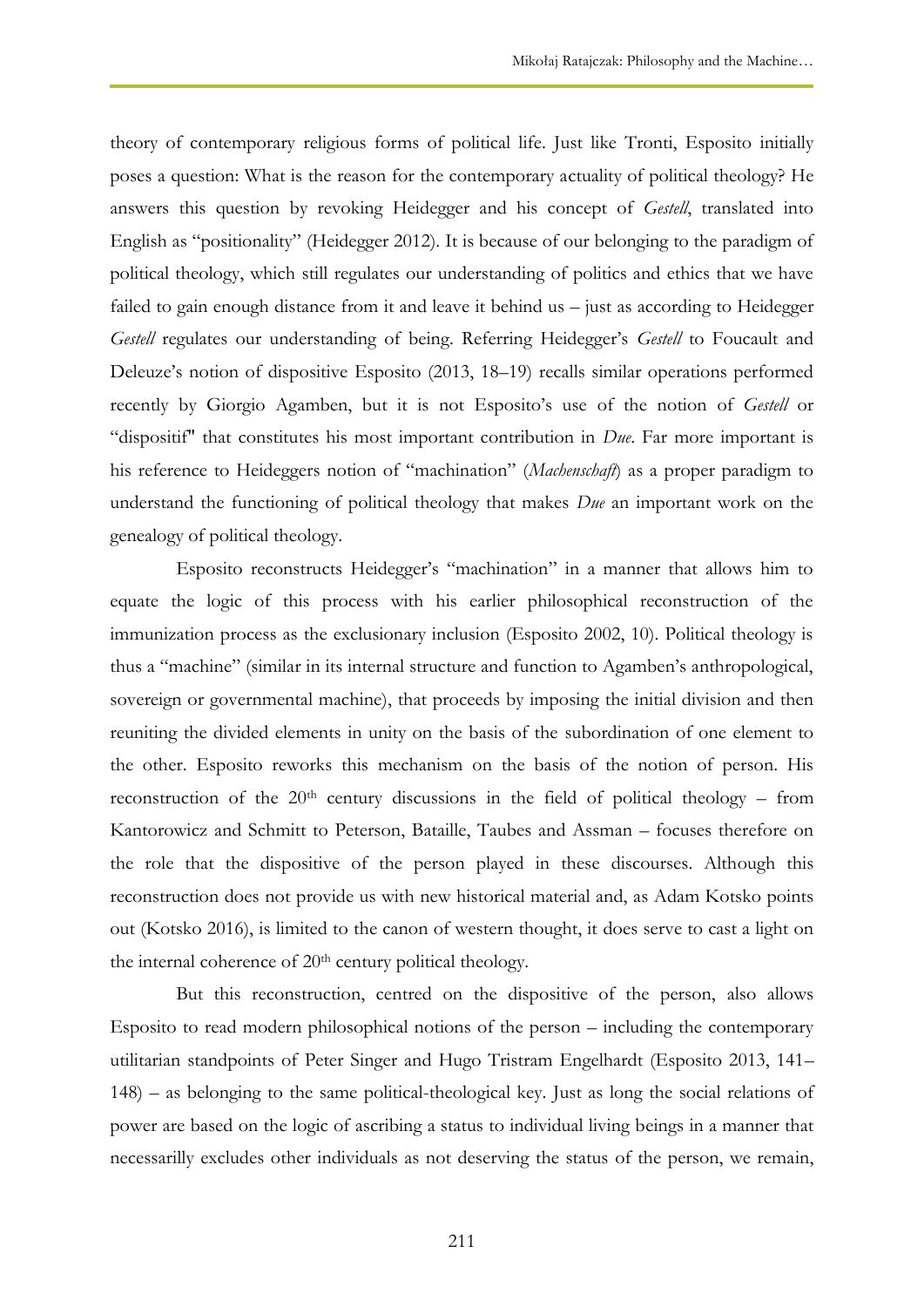theory of contemporary religious forms of political life. Just like Tronti, Esposito initially poses a question: What is the reason for the contemporary actuality of political theology? He answers this question by revoking Heidegger and his concept of *Gestell*, translated into English as "positionality" (Heidegger 2012). It is because of our belonging to the paradigm of political theology, which still regulates our understanding of politics and ethics that we have failed to gain enough distance from it and leave it behind us – just as according to Heidegger *Gestell* regulates our understanding of being. Referring Heidegger's *Gestell* to Foucault and Deleuze's notion of dispositive Esposito (2013, 18–19) recalls similar operations performed recently by Giorgio Agamben, but it is not Esposito's use of the notion of *Gestell* or "dispositif" that constitutes his most important contribution in *Due*. Far more important is his reference to Heideggers notion of "machination" (*Machenschaft*) as a proper paradigm to understand the functioning of political theology that makes *Due* an important work on the genealogy of political theology.

Esposito reconstructs Heidegger's "machination" in a manner that allows him to equate the logic of this process with his earlier philosophical reconstruction of the immunization process as the exclusionary inclusion (Esposito 2002, 10). Political theology is thus a "machine" (similar in its internal structure and function to Agamben's anthropological, sovereign or governmental machine), that proceeds by imposing the initial division and then reuniting the divided elements in unity on the basis of the subordination of one element to the other. Esposito reworks this mechanism on the basis of the notion of person. His reconstruction of the 20th century discussions in the field of political theology – from Kantorowicz and Schmitt to Peterson, Bataille, Taubes and Assman – focuses therefore on the role that the dispositive of the person played in these discourses. Although this reconstruction does not provide us with new historical material and, as Adam Kotsko points out (Kotsko 2016), is limited to the canon of western thought, it does serve to cast a light on the internal coherence of 20th century political theology.

But this reconstruction, centred on the dispositive of the person, also allows Esposito to read modern philosophical notions of the person – including the contemporary utilitarian standpoints of Peter Singer and Hugo Tristram Engelhardt (Esposito 2013, 141–148) – as belonging to the same political-theological key. Just as long the social relations of power are based on the logic of ascribing a status to individual living beings in a manner that necessarilly excludes other individuals as not deserving the status of the person, we remain,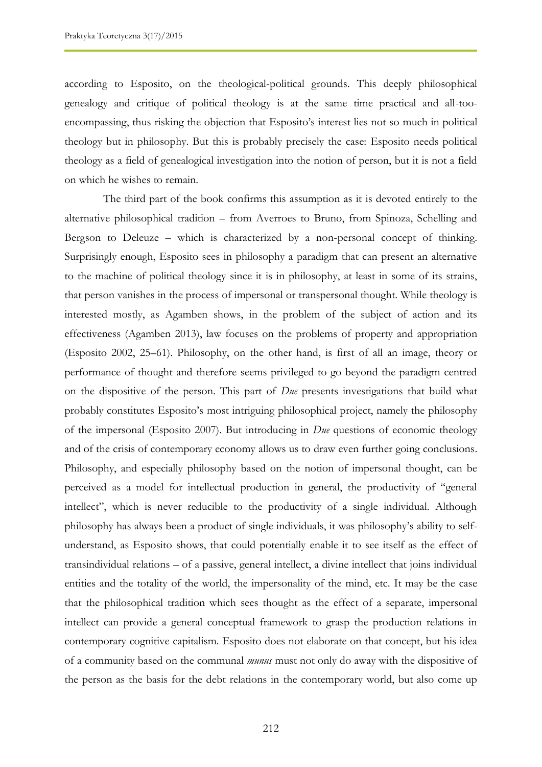according to Esposito, on the theological-political grounds. This deeply philosophical genealogy and critique of political theology is at the same time practical and all-too-encompassing, thus risking the objection that Esposito's interest lies not so much in political theology but in philosophy. But this is probably precisely the case: Esposito needs political theology as a field of genealogical investigation into the notion of person, but it is not a field on which he wishes to remain.

The third part of the book confirms this assumption as it is devoted entirely to the alternative philosophical tradition – from Averroes to Bruno, from Spinoza, Schelling and Bergson to Deleuze – which is characterized by a non-personal concept of thinking. Surprisingly enough, Esposito sees in philosophy a paradigm that can present an alternative to the machine of political theology since it is in philosophy, at least in some of its strains, that person vanishes in the process of impersonal or transpersonal thought. While theology is interested mostly, as Agamben shows, in the problem of the subject of action and its effectiveness (Agamben 2013), law focuses on the problems of property and appropriation (Esposito 2002, 25–61). Philosophy, on the other hand, is first of all an image, theory or performance of thought and therefore seems privileged to go beyond the paradigm centred on the dispositive of the person. This part of *Due* presents investigations that build what probably constitutes Esposito's most intriguing philosophical project, namely the philosophy of the impersonal (Esposito 2007). But introducing in *Due* questions of economic theology and of the crisis of contemporary economy allows us to draw even further going conclusions. Philosophy, and especially philosophy based on the notion of impersonal thought, can be perceived as a model for intellectual production in general, the productivity of "general intellect", which is never reducible to the productivity of a single individual. Although philosophy has always been a product of single individuals, it was philosophy's ability to self-understand, as Esposito shows, that could potentially enable it to see itself as the effect of transindividual relations – of a passive, general intellect, a divine intellect that joins individual entities and the totality of the world, the impersonality of the mind, etc. It may be the case that the philosophical tradition which sees thought as the effect of a separate, impersonal intellect can provide a general conceptual framework to grasp the production relations in contemporary cognitive capitalism. Esposito does not elaborate on that concept, but his idea of a community based on the communal *munus* must not only do away with the dispositive of the person as the basis for the debt relations in the contemporary world, but also come up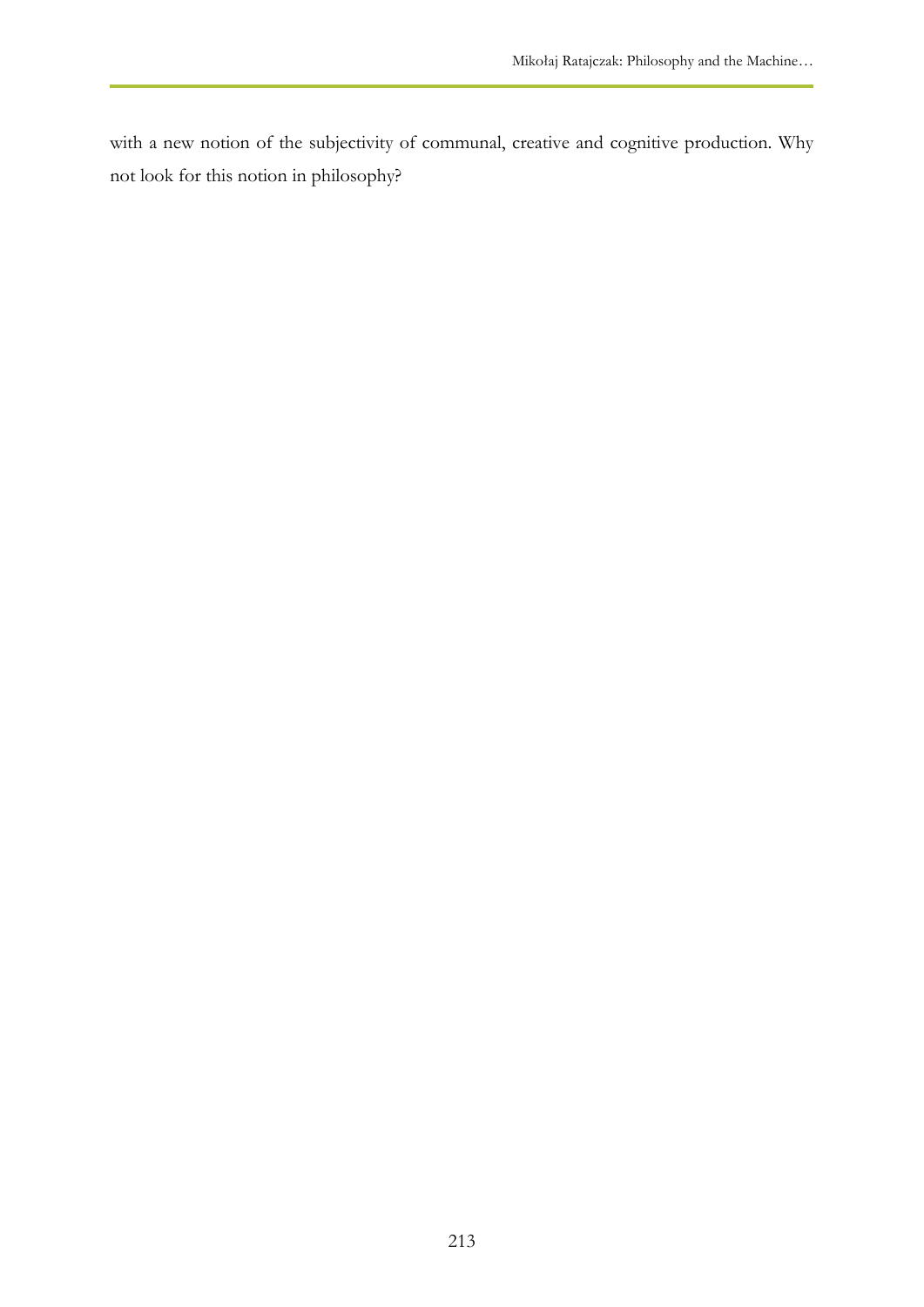with a new notion of the subjectivity of communal, creative and cognitive production. Why not look for this notion in philosophy?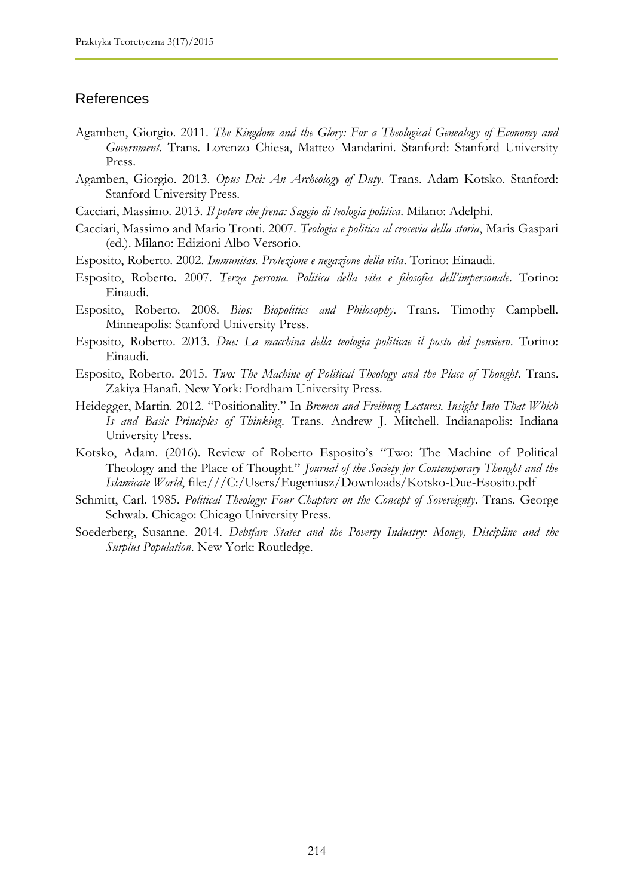## References

Agamben, Giorgio. 2011. *The Kingdom and the Glory: For a Theological Genealogy of Economy and Government*. Trans. Lorenzo Chiesa, Matteo Mandarini. Stanford: Stanford University Press.

Agamben, Giorgio. 2013. *Opus Dei: An Archeology of Duty*. Trans. Adam Kotsko. Stanford: Stanford University Press.

Cacciari, Massimo. 2013. *Il potere che frena: Saggio di teologia politica*. Milano: Adelphi.

Cacciari, Massimo and Mario Tronti. 2007. *Teologia e politica al crocevia della storia*, Maris Gaspari (ed.). Milano: Edizioni Albo Versorio.

Esposito, Roberto. 2002. *Immunitas. Protezione e negazione della vita*. Torino: Einaudi.

Esposito, Roberto. 2007. *Terza persona. Politica della vita e filosofia dell'impersonale*. Torino: Einaudi.

Esposito, Roberto. 2008. *Bios: Biopolitics and Philosophy*. Trans. Timothy Campbell. Minneapolis: Stanford University Press.

Esposito, Roberto. 2013. *Due: La macchina della teologia politicae il posto del pensiero*. Torino: Einaudi.

Esposito, Roberto. 2015. *Two: The Machine of Political Theology and the Place of Thought*. Trans. Zakiya Hanafi. New York: Fordham University Press.

Heidegger, Martin. 2012. "Positionality." In *Bremen and Freiburg Lectures. Insight Into That Which Is and Basic Principles of Thinking*. Trans. Andrew J. Mitchell. Indianapolis: Indiana University Press.

Kotsko, Adam. (2016). Review of Roberto Esposito's "Two: The Machine of Political Theology and the Place of Thought." *Journal of the Society for Contemporary Thought and the Islamicate World*, file:///C:/Users/Eugeniusz/Downloads/Kotsko-Due-Esosito.pdf

Schmitt, Carl. 1985. *Political Theology: Four Chapters on the Concept of Sovereignty*. Trans. George Schwab. Chicago: Chicago University Press.

Soederberg, Susanne. 2014. *Debtfare States and the Poverty Industry: Money, Discipline and the Surplus Population*. New York: Routledge.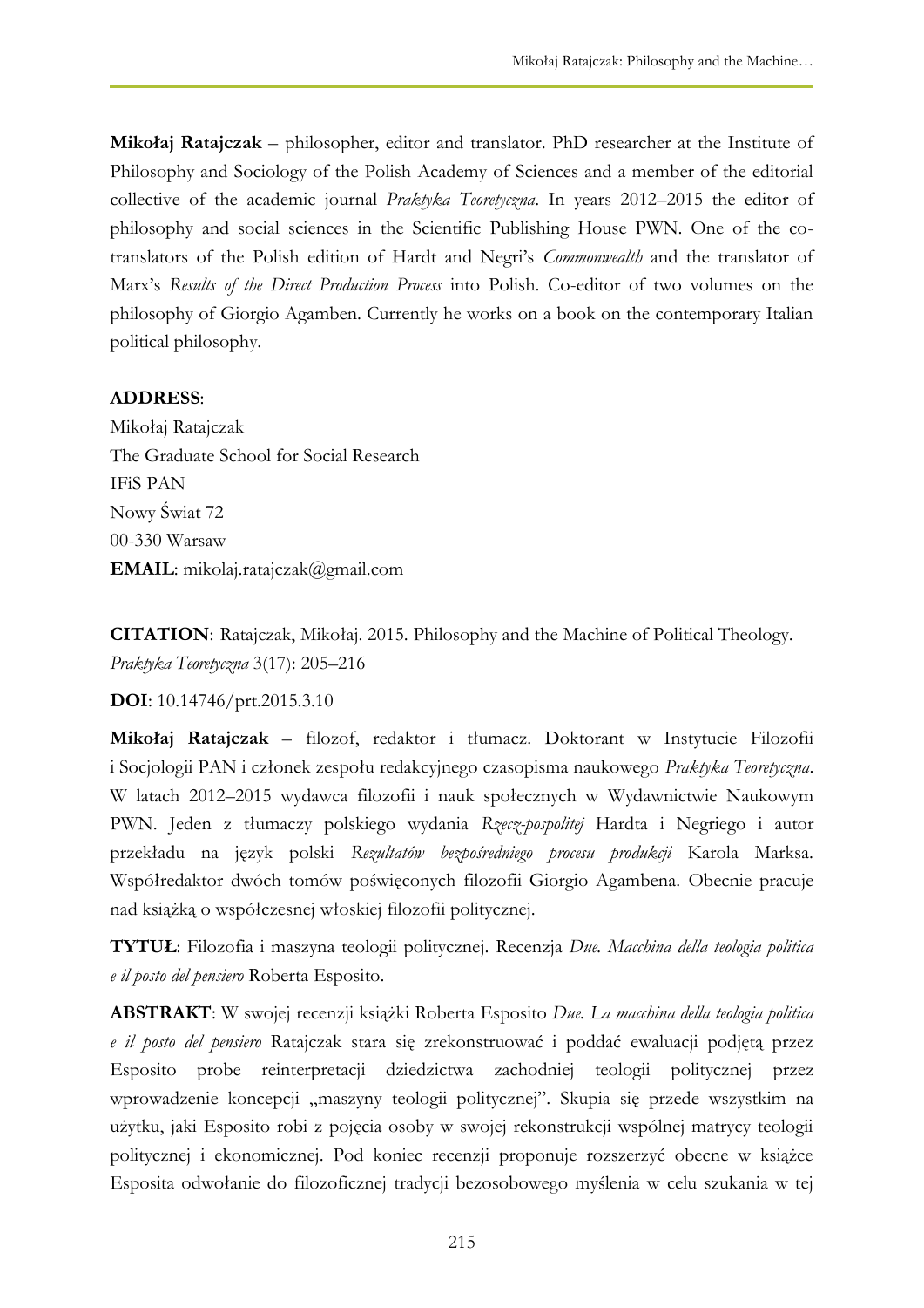**Mikołaj Ratajczak** – philosopher, editor and translator. PhD researcher at the Institute of Philosophy and Sociology of the Polish Academy of Sciences and a member of the editorial collective of the academic journal *Praktyka Teoretyczna*. In years 2012–2015 the editor of philosophy and social sciences in the Scientific Publishing House PWN. One of the co-translators of the Polish edition of Hardt and Negri's *Commonwealth* and the translator of Marx's *Results of the Direct Production Process* into Polish. Co-editor of two volumes on the philosophy of Giorgio Agamben. Currently he works on a book on the contemporary Italian political philosophy.

**ADDRESS**:
Mikołaj Ratajczak
The Graduate School for Social Research
IFiS PAN
Nowy Świat 72
00-330 Warsaw
**EMAIL**: mikolaj.ratajczak@gmail.com

**CITATION**: Ratajczak, Mikołaj. 2015. Philosophy and the Machine of Political Theology. *Praktyka Teoretyczna* 3(17): 205–216

**DOI**: 10.14746/prt.2015.3.10

**Mikołaj Ratajczak** – filozof, redaktor i tłumacz. Doktorant w Instytucie Filozofii i Socjologii PAN i członek zespołu redakcyjnego czasopisma naukowego *Praktyka Teoretyczna*. W latach 2012–2015 wydawca filozofii i nauk społecznych w Wydawnictwie Naukowym PWN. Jeden z tłumaczy polskiego wydania *Rzecz-pospolitej* Hardta i Negriego i autor przekładu na język polski *Rezultatów bezpośredniego procesu produkcji* Karola Marksa. Współredaktor dwóch tomów poświęconych filozofii Giorgio Agambena. Obecnie pracuje nad książką o współczesnej włoskiej filozofii politycznej.

**TYTUŁ**: Filozofia i maszyna teologii politycznej. Recenzja *Due. Macchina della teologia politica e il posto del pensiero* Roberta Esposito.

**ABSTRAKT**: W swojej recenzji książki Roberta Esposito *Due. La macchina della teologia politica e il posto del pensiero* Ratajczak stara się zrekonstruować i poddać ewaluacji podjętą przez Esposito probe reinterpretacji dziedzictwa zachodniej teologii politycznej przez wprowadzenie koncepcji „maszyny teologii politycznej". Skupia się przede wszystkim na użytku, jaki Esposito robi z pojęcia osoby w swojej rekonstrukcji wspólnej matrycy teologii politycznej i ekonomicznej. Pod koniec recenzji proponuje rozszerzyć obecne w książce Esposita odwołanie do filozoficznej tradycji bezosobowego myślenia w celu szukania w tej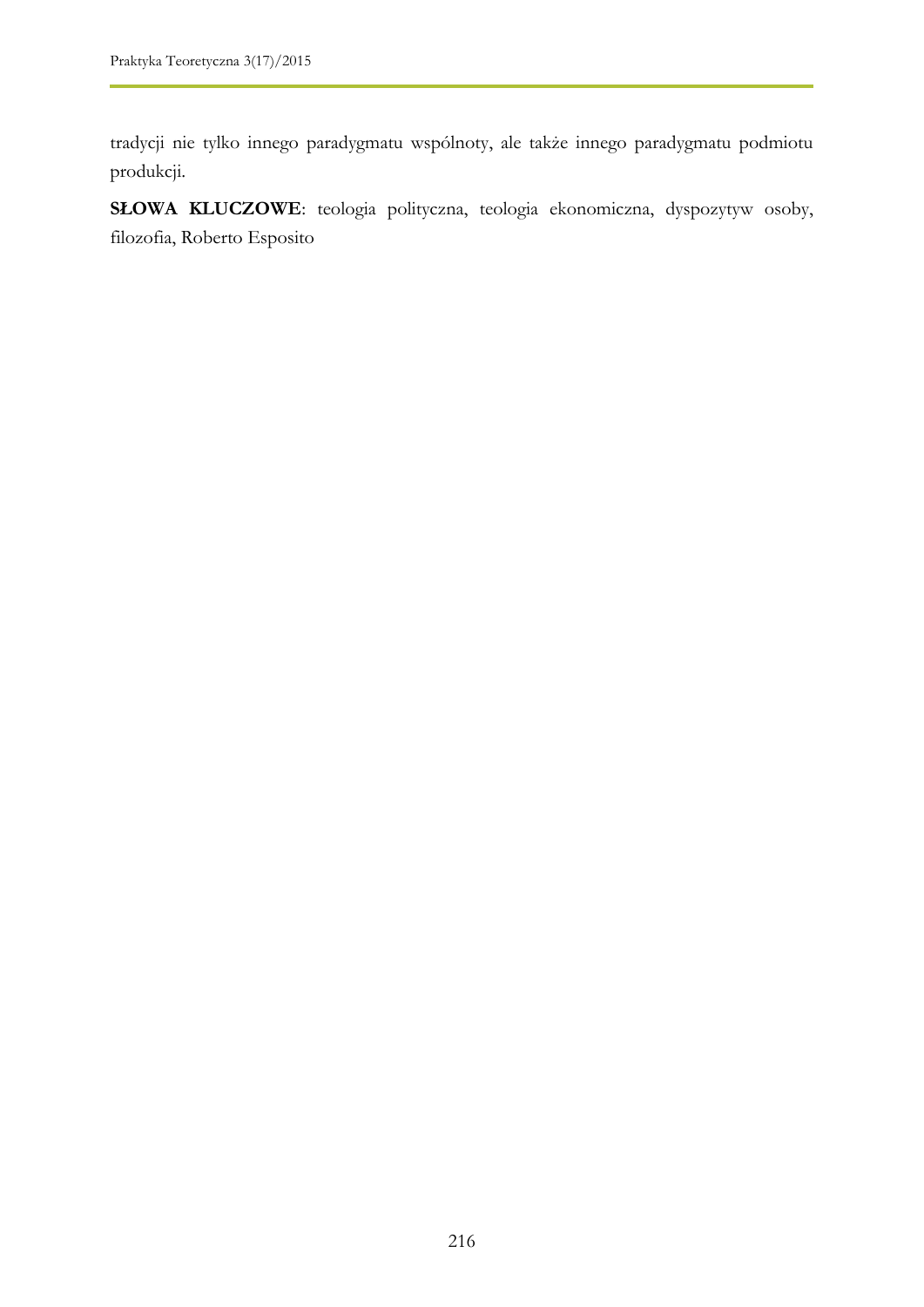tradycji nie tylko innego paradygmatu wspólnoty, ale także innego paradygmatu podmiotu produkcji.

**SŁOWA KLUCZOWE**: teologia polityczna, teologia ekonomiczna, dyspozytyw osoby, filozofia, Roberto Esposito